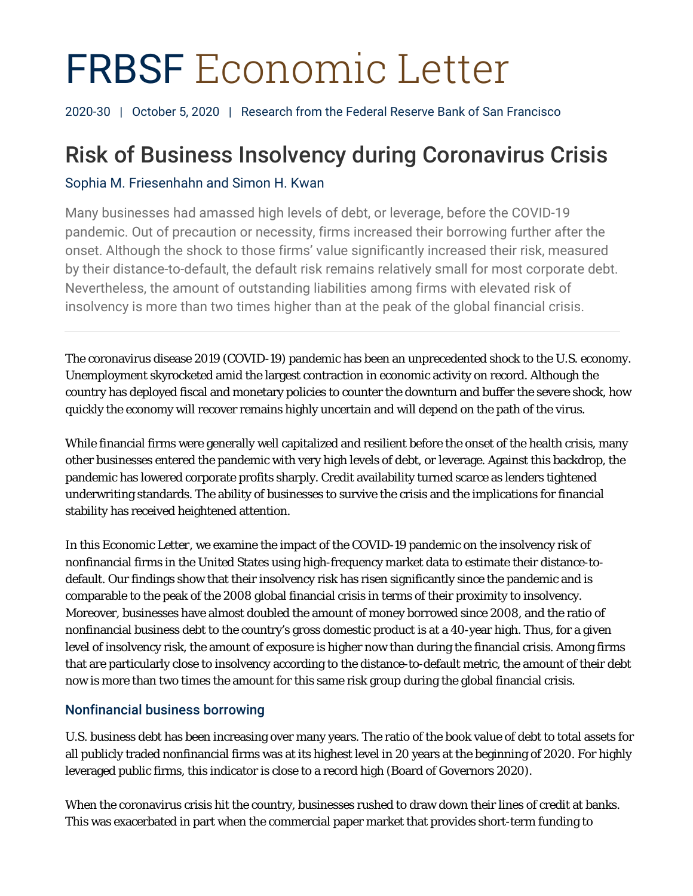# FRBSF Economic Letter

2020-30 | October 5, 2020 | Research from the Federal Reserve Bank of San Francisco

## Risk of Business Insolvency during Coronavirus Crisis

Sophia M. Friesenhahn and Simon H. Kwan

Many businesses had amassed high levels of debt, or leverage, before the COVID-19 pandemic. Out of precaution or necessity, firms increased their borrowing further after the onset. Although the shock to those firms' value significantly increased their risk, measured by their distance-to-default, the default risk remains relatively small for most corporate debt. Nevertheless, the amount of outstanding liabilities among firms with elevated risk of insolvency is more than two times higher than at the peak of the global financial crisis.

---

The coronavirus disease 2019 (COVID-19) pandemic has been an unprecedented shock to the U.S. economy. Unemployment skyrocketed amid the largest contraction in economic activity on record. Although the country has deployed fiscal and monetary policies to counter the downturn and buffer the severe shock, how quickly the economy will recover remains highly uncertain and will depend on the path of the virus.

While financial firms were generally well capitalized and resilient before the onset of the health crisis, many other businesses entered the pandemic with very high levels of debt, or leverage. Against this backdrop, the pandemic has lowered corporate profits sharply. Credit availability turned scarce as lenders tightened underwriting standards. The ability of businesses to survive the crisis and the implications for financial stability has received heightened attention.

In this Economic Letter, we examine the impact of the COVID-19 pandemic on the insolvency risk of nonfinancial firms in the United States using high-frequency market data to estimate their distance-to-default. Our findings show that their insolvency risk has risen significantly since the pandemic and is comparable to the peak of the 2008 global financial crisis in terms of their proximity to insolvency. Moreover, businesses have almost doubled the amount of money borrowed since 2008, and the ratio of nonfinancial business debt to the country's gross domestic product is at a 40-year high. Thus, for a given level of insolvency risk, the amount of exposure is higher now than during the financial crisis. Among firms that are particularly close to insolvency according to the distance-to-default metric, the amount of their debt now is more than two times the amount for this same risk group during the global financial crisis.

### Nonfinancial business borrowing

U.S. business debt has been increasing over many years. The ratio of the book value of debt to total assets for all publicly traded nonfinancial firms was at its highest level in 20 years at the beginning of 2020. For highly leveraged public firms, this indicator is close to a record high (Board of Governors 2020).

When the coronavirus crisis hit the country, businesses rushed to draw down their lines of credit at banks. This was exacerbated in part when the commercial paper market that provides short-term funding to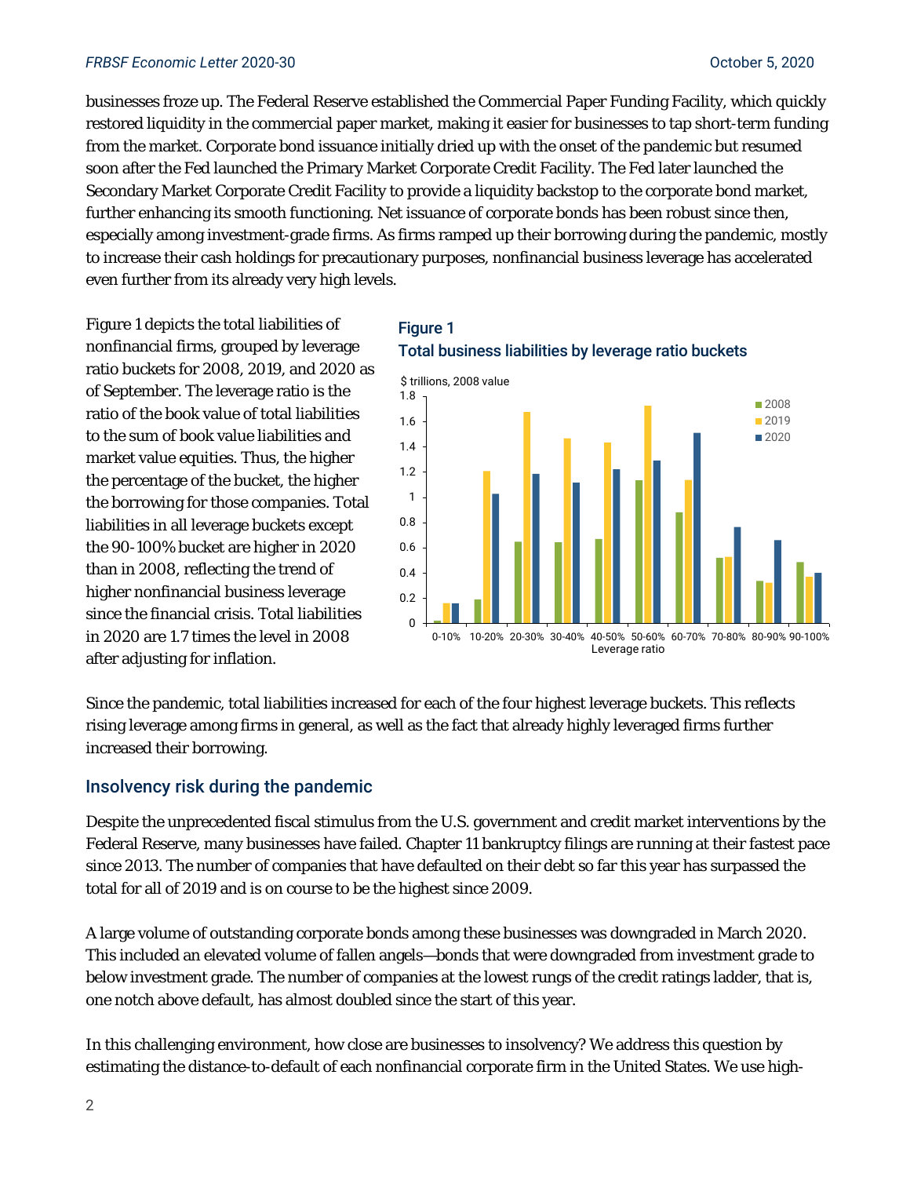businesses froze up. The Federal Reserve established the Commercial Paper Funding Facility, which quickly restored liquidity in the commercial paper market, making it easier for businesses to tap short-term funding from the market. Corporate bond issuance initially dried up with the onset of the pandemic but resumed soon after the Fed launched the Primary Market Corporate Credit Facility. The Fed later launched the Secondary Market Corporate Credit Facility to provide a liquidity backstop to the corporate bond market, further enhancing its smooth functioning. Net issuance of corporate bonds has been robust since then, especially among investment-grade firms. As firms ramped up their borrowing during the pandemic, mostly to increase their cash holdings for precautionary purposes, nonfinancial business leverage has accelerated even further from its already very high levels.

Figure 1 depicts the total liabilities of nonfinancial firms, grouped by leverage ratio buckets for 2008, 2019, and 2020 as of September. The leverage ratio is the ratio of the book value of total liabilities to the sum of book value liabilities and market value equities. Thus, the higher the percentage of the bucket, the higher the borrowing for those companies. Total liabilities in all leverage buckets except the 90-100% bucket are higher in 2020 than in 2008, reflecting the trend of higher nonfinancial business leverage since the financial crisis. Total liabilities in 2020 are 1.7 times the level in 2008 after adjusting for inflation.

**Figure 1**
**Total business liabilities by leverage ratio buckets**

Since the pandemic, total liabilities increased for each of the four highest leverage buckets. This reflects rising leverage among firms in general, as well as the fact that already highly leveraged firms further increased their borrowing.

## Insolvency risk during the pandemic

Despite the unprecedented fiscal stimulus from the U.S. government and credit market interventions by the Federal Reserve, many businesses have failed. Chapter 11 bankruptcy filings are running at their fastest pace since 2013. The number of companies that have defaulted on their debt so far this year has surpassed the total for all of 2019 and is on course to be the highest since 2009.

A large volume of outstanding corporate bonds among these businesses was downgraded in March 2020. This included an elevated volume of fallen angels—bonds that were downgraded from investment grade to below investment grade. The number of companies at the lowest rungs of the credit ratings ladder, that is, one notch above default, has almost doubled since the start of this year.

In this challenging environment, how close are businesses to insolvency? We address this question by estimating the distance-to-default of each nonfinancial corporate firm in the United States. We use high-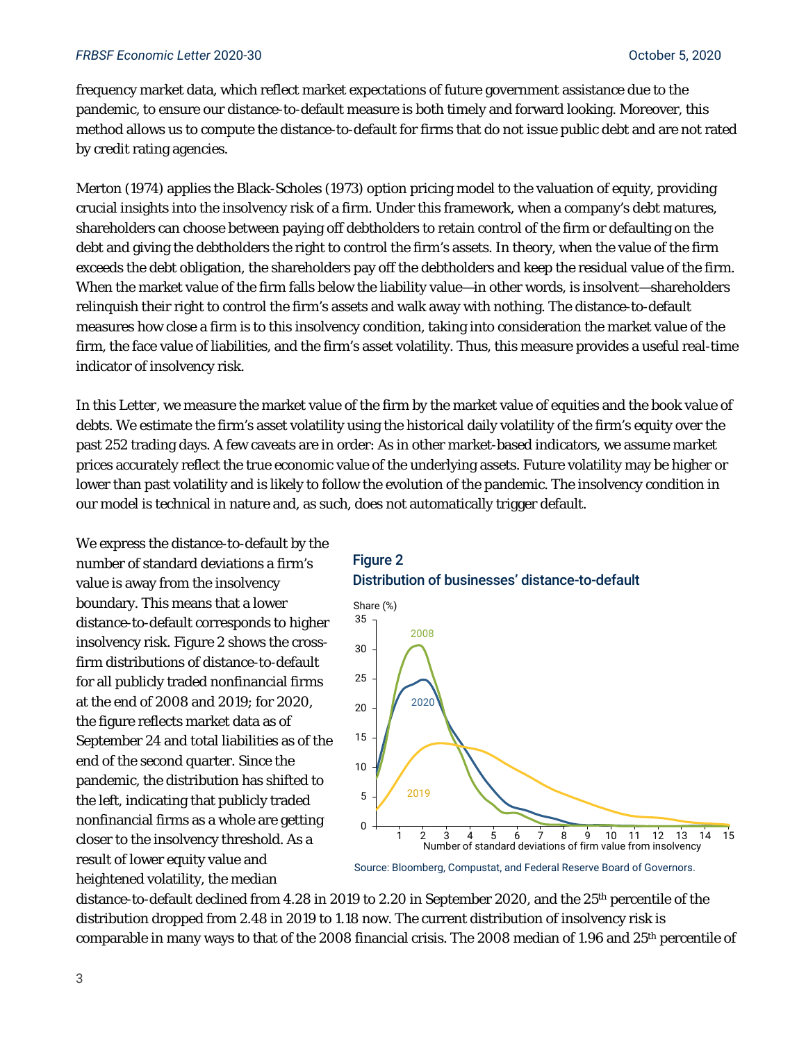frequency market data, which reflect market expectations of future government assistance due to the pandemic, to ensure our distance-to-default measure is both timely and forward looking. Moreover, this method allows us to compute the distance-to-default for firms that do not issue public debt and are not rated by credit rating agencies.

Merton (1974) applies the Black-Scholes (1973) option pricing model to the valuation of equity, providing crucial insights into the insolvency risk of a firm. Under this framework, when a company's debt matures, shareholders can choose between paying off debtholders to retain control of the firm or defaulting on the debt and giving the debtholders the right to control the firm's assets. In theory, when the value of the firm exceeds the debt obligation, the shareholders pay off the debtholders and keep the residual value of the firm. When the market value of the firm falls below the liability value—in other words, is insolvent—shareholders relinquish their right to control the firm's assets and walk away with nothing. The distance-to-default measures how close a firm is to this insolvency condition, taking into consideration the market value of the firm, the face value of liabilities, and the firm's asset volatility. Thus, this measure provides a useful real-time indicator of insolvency risk.

In this Letter, we measure the market value of the firm by the market value of equities and the book value of debts. We estimate the firm's asset volatility using the historical daily volatility of the firm's equity over the past 252 trading days. A few caveats are in order: As in other market-based indicators, we assume market prices accurately reflect the true economic value of the underlying assets. Future volatility may be higher or lower than past volatility and is likely to follow the evolution of the pandemic. The insolvency condition in our model is technical in nature and, as such, does not automatically trigger default.

We express the distance-to-default by the number of standard deviations a firm's value is away from the insolvency boundary. This means that a lower distance-to-default corresponds to higher insolvency risk. Figure 2 shows the cross-firm distributions of distance-to-default for all publicly traded nonfinancial firms at the end of 2008 and 2019; for 2020, the figure reflects market data as of September 24 and total liabilities as of the end of the second quarter. Since the pandemic, the distribution has shifted to the left, indicating that publicly traded nonfinancial firms as a whole are getting closer to the insolvency threshold. As a result of lower equity value and heightened volatility, the median distance-to-default declined from 4.28 in 2019 to 2.20 in September 2020, and the 25th percentile of the distribution dropped from 2.48 in 2019 to 1.18 now. The current distribution of insolvency risk is comparable in many ways to that of the 2008 financial crisis. The 2008 median of 1.96 and 25th percentile of

**Figure 2**
**Distribution of businesses' distance-to-default**

Source: Bloomberg, Compustat, and Federal Reserve Board of Governors.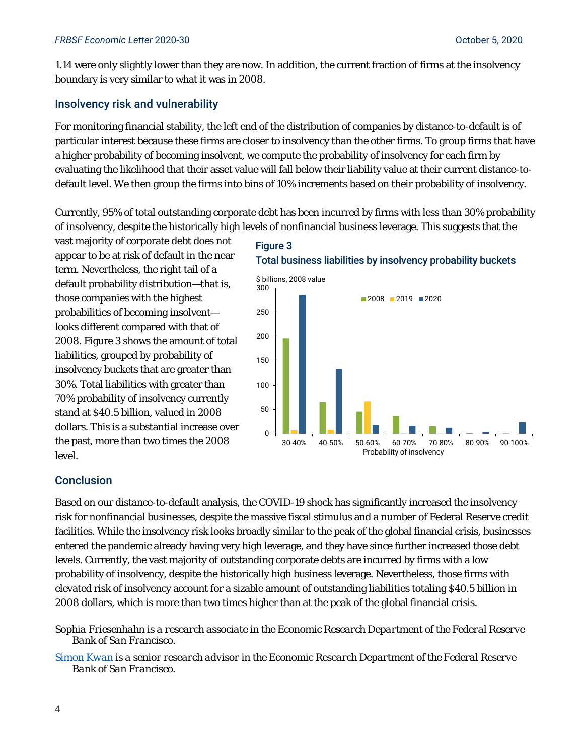1.14 were only slightly lower than they are now. In addition, the current fraction of firms at the insolvency boundary is very similar to what it was in 2008.

## Insolvency risk and vulnerability

For monitoring financial stability, the left end of the distribution of companies by distance-to-default is of particular interest because these firms are closer to insolvency than the other firms. To group firms that have a higher probability of becoming insolvent, we compute the probability of insolvency for each firm by evaluating the likelihood that their asset value will fall below their liability value at their current distance-to-default level. We then group the firms into bins of 10% increments based on their probability of insolvency.

Currently, 95% of total outstanding corporate debt has been incurred by firms with less than 30% probability of insolvency, despite the historically high levels of nonfinancial business leverage. This suggests that the vast majority of corporate debt does not appear to be at risk of default in the near term. Nevertheless, the right tail of a default probability distribution—that is, those companies with the highest probabilities of becoming insolvent—looks different compared with that of 2008. Figure 3 shows the amount of total liabilities, grouped by probability of insolvency buckets that are greater than 30%. Total liabilities with greater than 70% probability of insolvency currently stand at $40.5 billion, valued in 2008 dollars. This is a substantial increase over the past, more than two times the 2008 level.

**Figure 3**
**Total business liabilities by insolvency probability buckets**

## Conclusion

Based on our distance-to-default analysis, the COVID-19 shock has significantly increased the insolvency risk for nonfinancial businesses, despite the massive fiscal stimulus and a number of Federal Reserve credit facilities. While the insolvency risk looks broadly similar to the peak of the global financial crisis, businesses entered the pandemic already having very high leverage, and they have since further increased those debt levels. Currently, the vast majority of outstanding corporate debts are incurred by firms with a low probability of insolvency, despite the historically high business leverage. Nevertheless, those firms with elevated risk of insolvency account for a sizable amount of outstanding liabilities totaling $40.5 billion in 2008 dollars, which is more than two times higher than at the peak of the global financial crisis.

*Sophia Friesenhahn is a research associate in the Economic Research Department of the Federal Reserve Bank of San Francisco.*

*Simon Kwan is a senior research advisor in the Economic Research Department of the Federal Reserve Bank of San Francisco.*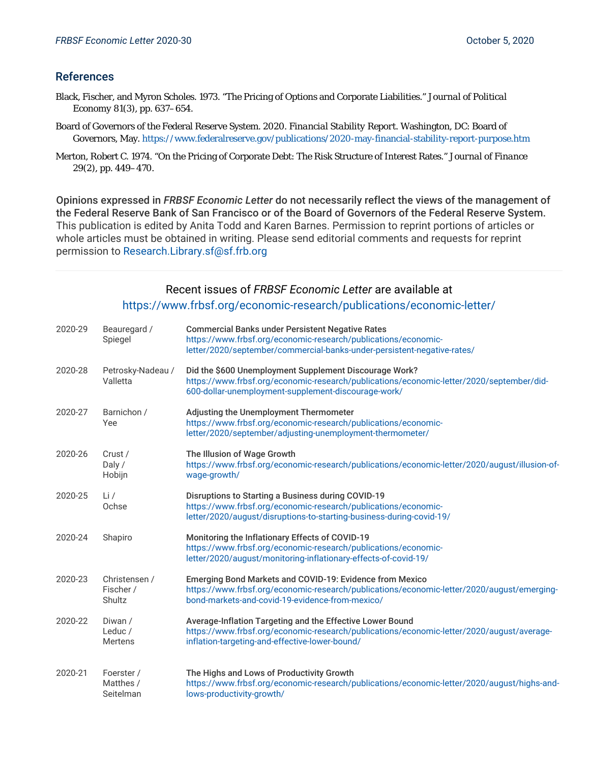## References

Black, Fischer, and Myron Scholes. 1973. "The Pricing of Options and Corporate Liabilities." *Journal of Political Economy* 81(3), pp. 637–654.

Board of Governors of the Federal Reserve System. 2020. *Financial Stability Report*. Washington, DC: Board of Governors, May. https://www.federalreserve.gov/publications/2020-may-financial-stability-report-purpose.htm

Merton, Robert C. 1974. "On the Pricing of Corporate Debt: The Risk Structure of Interest Rates." *Journal of Finance* 29(2), pp. 449–470.

**Opinions expressed in *FRBSF Economic Letter* do not necessarily reflect the views of the management of the Federal Reserve Bank of San Francisco or of the Board of Governors of the Federal Reserve System.** This publication is edited by Anita Todd and Karen Barnes. Permission to reprint portions of articles or whole articles must be obtained in writing. Please send editorial comments and requests for reprint permission to Research.Library.sf@sf.frb.org

Recent issues of *FRBSF Economic Letter* are available at
https://www.frbsf.org/economic-research/publications/economic-letter/

| | | |
|---|---|---|
| 2020-29 | Beauregard / Spiegel | **Commercial Banks under Persistent Negative Rates** https://www.frbsf.org/economic-research/publications/economic-letter/2020/september/commercial-banks-under-persistent-negative-rates/ |
| 2020-28 | Petrosky-Nadeau / Valletta | **Did the $600 Unemployment Supplement Discourage Work?** https://www.frbsf.org/economic-research/publications/economic-letter/2020/september/did-600-dollar-unemployment-supplement-discourage-work/ |
| 2020-27 | Barnichon / Yee | **Adjusting the Unemployment Thermometer** https://www.frbsf.org/economic-research/publications/economic-letter/2020/september/adjusting-unemployment-thermometer/ |
| 2020-26 | Crust / Daly / Hobijn | **The Illusion of Wage Growth** https://www.frbsf.org/economic-research/publications/economic-letter/2020/august/illusion-of-wage-growth/ |
| 2020-25 | Li / Ochse | **Disruptions to Starting a Business during COVID-19** https://www.frbsf.org/economic-research/publications/economic-letter/2020/august/disruptions-to-starting-business-during-covid-19/ |
| 2020-24 | Shapiro | **Monitoring the Inflationary Effects of COVID-19** https://www.frbsf.org/economic-research/publications/economic-letter/2020/august/monitoring-inflationary-effects-of-covid-19/ |
| 2020-23 | Christensen / Fischer / Shultz | **Emerging Bond Markets and COVID-19: Evidence from Mexico** https://www.frbsf.org/economic-research/publications/economic-letter/2020/august/emerging-bond-markets-and-covid-19-evidence-from-mexico/ |
| 2020-22 | Diwan / Leduc / Mertens | **Average-Inflation Targeting and the Effective Lower Bound** https://www.frbsf.org/economic-research/publications/economic-letter/2020/august/average-inflation-targeting-and-effective-lower-bound/ |
| 2020-21 | Foerster / Matthes / Seitelman | **The Highs and Lows of Productivity Growth** https://www.frbsf.org/economic-research/publications/economic-letter/2020/august/highs-and-lows-productivity-growth/ |